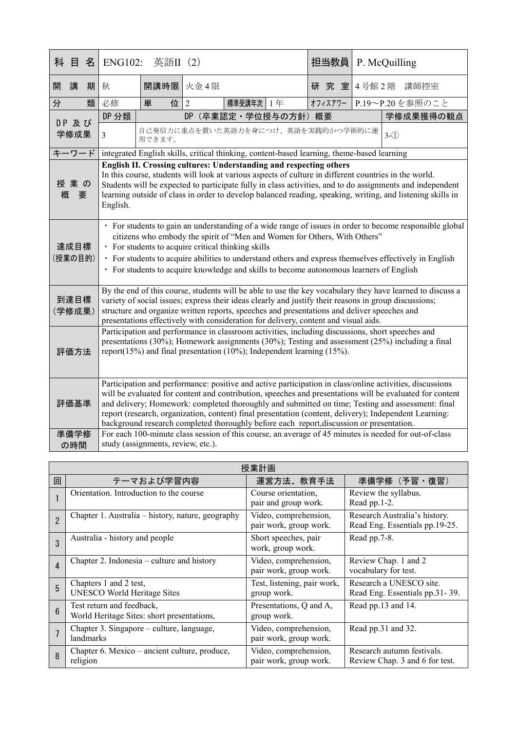| 科目名 | ENG102: 英語II (2) | | | | | 担当教員 | P. McQuilling | |
|---|---|---|---|---|---|---|---|---|
| 開講期 | 秋 | 開講時限 | 火金4限 | | | 研究室 | 4号館2階 講師控室 | |
| 分類 | 必修 | 単位 | 2 | 標準受講年次 | 1年 | ｵﾌｨｽｱﾜｰ | P.19〜P.20を参照のこと | |
| DP及び学修成果 | DP分類 | DP（卒業認定・学位授与の方針）概要 | | | | | | 学修成果獲得の観点 |
| | 3 | 自己発信力に重点を置いた英語力を身につけ、英語を実践的かつ学術的に運用できます。 | | | | | | 3-① |
| キーワード | integrated English skills, critical thinking, content-based learning, theme-based learning | | | | | | | |
| 授業の概要 | **English II. Crossing cultures: Understanding and respecting others**<br>In this course, students will look at various aspects of culture in different countries in the world. Students will be expected to participate fully in class activities, and to do assignments and independent learning outside of class in order to develop balanced reading, speaking, writing, and listening skills in English. | | | | | | | |
| 達成目標（授業の目的） | ・ For students to gain an understanding of a wide range of issues in order to become responsible global citizens who embody the spirit of "Men and Women for Others, With Others"<br>・ For students to acquire critical thinking skills<br>・ For students to acquire abilities to understand others and express themselves effectively in English<br>・ For students to acquire knowledge and skills to become autonomous learners of English | | | | | | | |
| 到達目標（学修成果） | By the end of this course, students will be able to use the key vocabulary they have learned to discuss a variety of social issues; express their ideas clearly and justify their reasons in group discussions; structure and organize written reports, speeches and presentations and deliver speeches and presentations effectively with consideration for delivery, content and visual aids. | | | | | | | |
| 評価方法 | Participation and performance in classroom activities, including discussions, short speeches and presentations (30%); Homework assignments (30%); Testing and assessment (25%) including a final report(15%) and final presentation (10%); Independent learning (15%). | | | | | | | |
| 評価基準 | Participation and performance: positive and active participation in class/online activities, discussions will be evaluated for content and contribution, speeches and presentations will be evaluated for content and delivery; Homework: completed thoroughly and submitted on time; Testing and assessment: final report (research, organization, content) final presentation (content, delivery); Independent Learning: background research completed thoroughly before each report,discussion or presentation. | | | | | | | |
| 準備学修の時間 | For each 100-minute class session of this course, an average of 45 minutes is needed for out-of-class study (assignments, review, etc.). | | | | | | | |

| 回 | テーマおよび学習内容 | 運営方法、教育手法 | 準備学修（予習・復習） |
|---|---|---|---|
| 1 | Orientation. Introduction to the course | Course orientation, pair and group work. | Review the syllabus. Read pp.1-2. |
| 2 | Chapter 1. Australia – history, nature, geography | Video, comprehension, pair work, group work. | Research Australia's history. Read Eng. Essentials pp.19-25. |
| 3 | Australia - history and people | Short speeches, pair work, group work. | Read pp.7-8. |
| 4 | Chapter 2. Indonesia – culture and history | Video, comprehension, pair work, group work. | Review Chap. 1 and 2 vocabulary for test. |
| 5 | Chapters 1 and 2 test, UNESCO World Heritage Sites | Test, listening, pair work, group work. | Research a UNESCO site. Read Eng. Essentials pp.31- 39. |
| 6 | Test return and feedback, World Heritage Sites: short presentations, | Presentations, Q and A, group work. | Read pp.13 and 14. |
| 7 | Chapter 3. Singapore – culture, language, landmarks | Video, comprehension, pair work, group work. | Read pp.31 and 32. |
| 8 | Chapter 6. Mexico – ancient culture, produce, religion | Video, comprehension, pair work, group work. | Research autumn festivals. Review Chap. 3 and 6 for test. |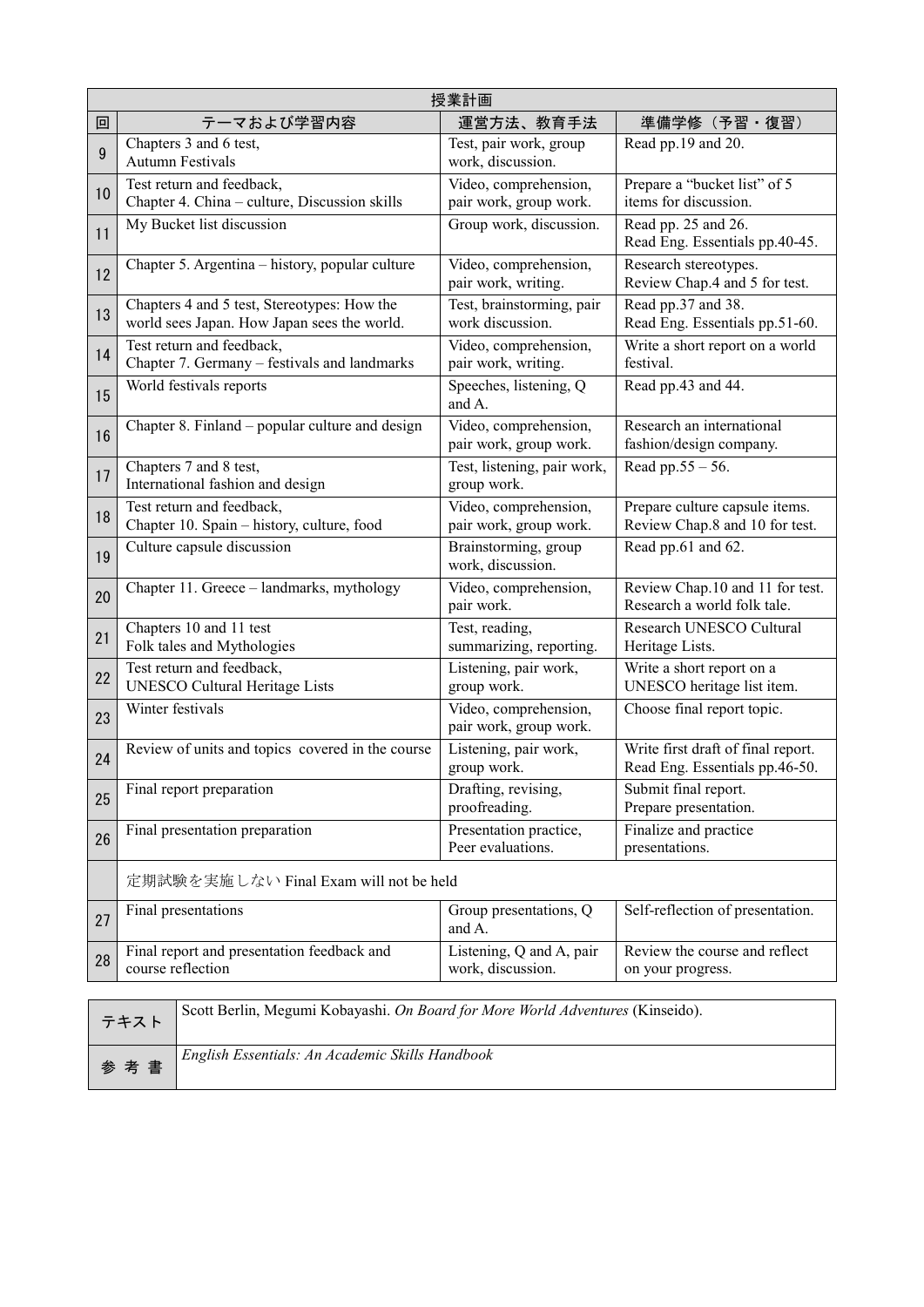| 授業計画 | | | |
|---|---|---|---|
| 回 | テーマおよび学習内容 | 運営方法、教育手法 | 準備学修（予習・復習） |
| 9 | Chapters 3 and 6 test, Autumn Festivals | Test, pair work, group work, discussion. | Read pp.19 and 20. |
| 10 | Test return and feedback, Chapter 4. China – culture, Discussion skills | Video, comprehension, pair work, group work. | Prepare a "bucket list" of 5 items for discussion. |
| 11 | My Bucket list discussion | Group work, discussion. | Read pp. 25 and 26. Read Eng. Essentials pp.40-45. |
| 12 | Chapter 5. Argentina – history, popular culture | Video, comprehension, pair work, writing. | Research stereotypes. Review Chap.4 and 5 for test. |
| 13 | Chapters 4 and 5 test, Stereotypes: How the world sees Japan. How Japan sees the world. | Test, brainstorming, pair work discussion. | Read pp.37 and 38. Read Eng. Essentials pp.51-60. |
| 14 | Test return and feedback, Chapter 7. Germany – festivals and landmarks | Video, comprehension, pair work, writing. | Write a short report on a world festival. |
| 15 | World festivals reports | Speeches, listening, Q and A. | Read pp.43 and 44. |
| 16 | Chapter 8. Finland – popular culture and design | Video, comprehension, pair work, group work. | Research an international fashion/design company. |
| 17 | Chapters 7 and 8 test, International fashion and design | Test, listening, pair work, group work. | Read pp.55 – 56. |
| 18 | Test return and feedback, Chapter 10. Spain – history, culture, food | Video, comprehension, pair work, group work. | Prepare culture capsule items. Review Chap.8 and 10 for test. |
| 19 | Culture capsule discussion | Brainstorming, group work, discussion. | Read pp.61 and 62. |
| 20 | Chapter 11. Greece – landmarks, mythology | Video, comprehension, pair work. | Review Chap.10 and 11 for test. Research a world folk tale. |
| 21 | Chapters 10 and 11 test Folk tales and Mythologies | Test, reading, summarizing, reporting. | Research UNESCO Cultural Heritage Lists. |
| 22 | Test return and feedback, UNESCO Cultural Heritage Lists | Listening, pair work, group work. | Write a short report on a UNESCO heritage list item. |
| 23 | Winter festivals | Video, comprehension, pair work, group work. | Choose final report topic. |
| 24 | Review of units and topics covered in the course | Listening, pair work, group work. | Write first draft of final report. Read Eng. Essentials pp.46-50. |
| 25 | Final report preparation | Drafting, revising, proofreading. | Submit final report. Prepare presentation. |
| 26 | Final presentation preparation | Presentation practice, Peer evaluations. | Finalize and practice presentations. |
| | 定期試験を実施しない Final Exam will not be held | | |
| 27 | Final presentations | Group presentations, Q and A. | Self-reflection of presentation. |
| 28 | Final report and presentation feedback and course reflection | Listening, Q and A, pair work, discussion. | Review the course and reflect on your progress. |

| | |
|---|---|
| テキスト | Scott Berlin, Megumi Kobayashi. *On Board for More World Adventures* (Kinseido). |
| 参考書 | *English Essentials: An Academic Skills Handbook* |